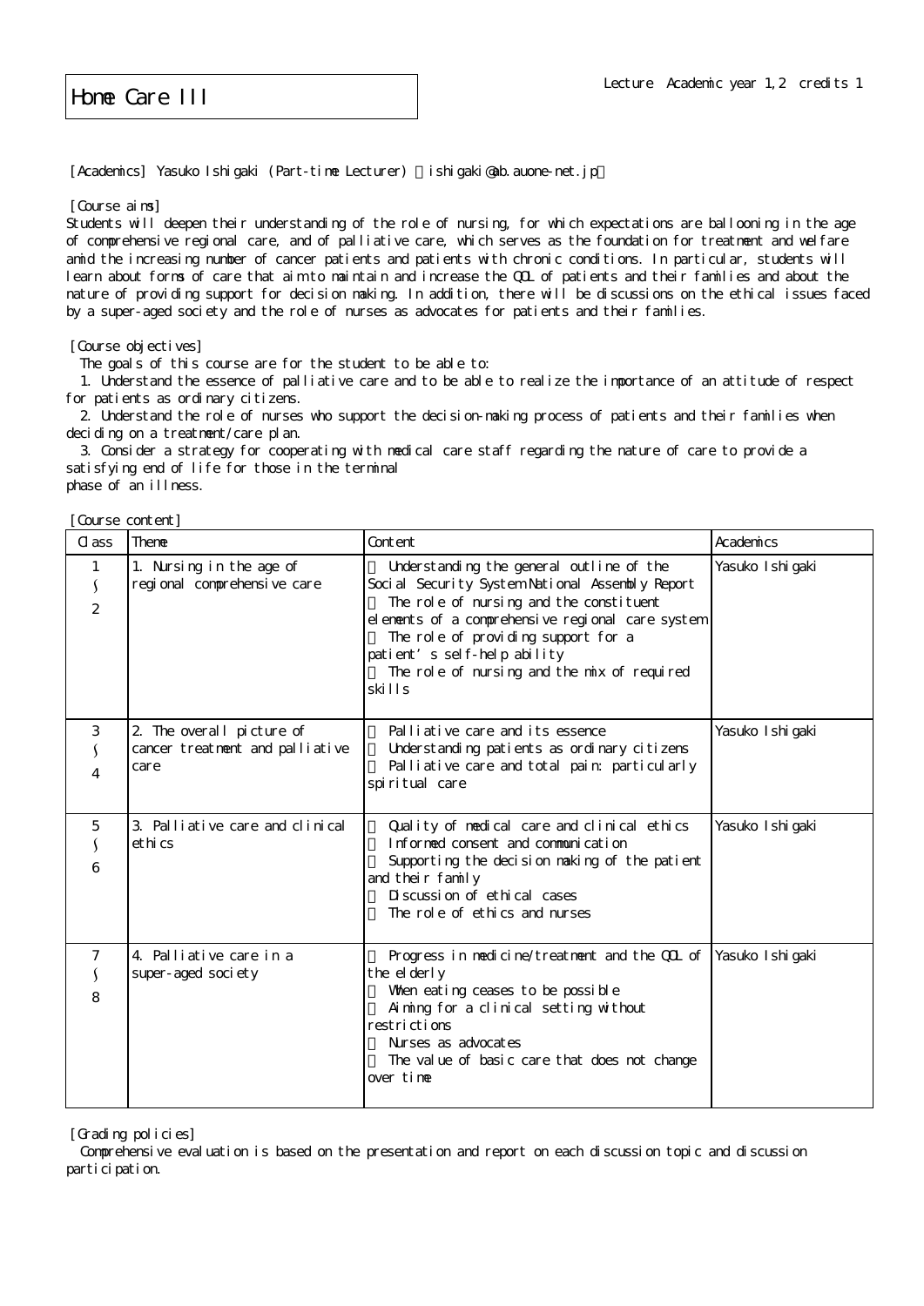# Home Care III

Lecture Academic year 1,2 credits 1

[Academics] Yasuko Ishigaki (Part-time Lecturer) （ishigaki@ab.auone-net.jp）

[Course aims]

Students will deepen their understanding of the role of nursing, for which expectations are ballooning in the age of comprehensive regional care, and of palliative care, which serves as the foundation for treatment and welfare amid the increasing number of cancer patients and patients with chronic conditions. In particular, students will learn about forms of care that aim to maintain and increase the QOL of patients and their families and about the nature of providing support for decision making. In addition, there will be discussions on the ethical issues faced by a super-aged society and the role of nurses as advocates for patients and their families.

[Course objectives]

The goals of this course are for the student to be able to:

1. Understand the essence of palliative care and to be able to realize the importance of an attitude of respect for patients as ordinary citizens.
2. Understand the role of nurses who support the decision-making process of patients and their families when deciding on a treatment/care plan.
3. Consider a strategy for cooperating with medical care staff regarding the nature of care to provide a satisfying end of life for those in the terminal phase of an illness.

[Course content]

| Class | Theme | Content | Academics |
|---|---|---|---|
| 1<br>∫<br>2 | 1. Nursing in the age of regional comprehensive care | ・Understanding the general outline of the Social Security System National Assembly Report<br>・The role of nursing and the constituent elements of a comprehensive regional care system<br>・The role of providing support for a patient's self-help ability<br>・The role of nursing and the mix of required skills | Yasuko Ishigaki |
| 3<br>∫<br>4 | 2. The overall picture of cancer treatment and palliative care | ・Palliative care and its essence<br>・Understanding patients as ordinary citizens<br>・Palliative care and total pain: particularly spiritual care | Yasuko Ishigaki |
| 5<br>∫<br>6 | 3. Palliative care and clinical ethics | ・Quality of medical care and clinical ethics<br>・Informed consent and communication<br>・Supporting the decision making of the patient and their family<br>・Discussion of ethical cases<br>・The role of ethics and nurses | Yasuko Ishigaki |
| 7<br>∫<br>8 | 4. Palliative care in a super-aged society | ・Progress in medicine/treatment and the QOL of the elderly<br>・When eating ceases to be possible<br>・Aiming for a clinical setting without restrictions<br>・Nurses as advocates<br>・The value of basic care that does not change over time | Yasuko Ishigaki |

[Grading policies]

Comprehensive evaluation is based on the presentation and report on each discussion topic and discussion participation.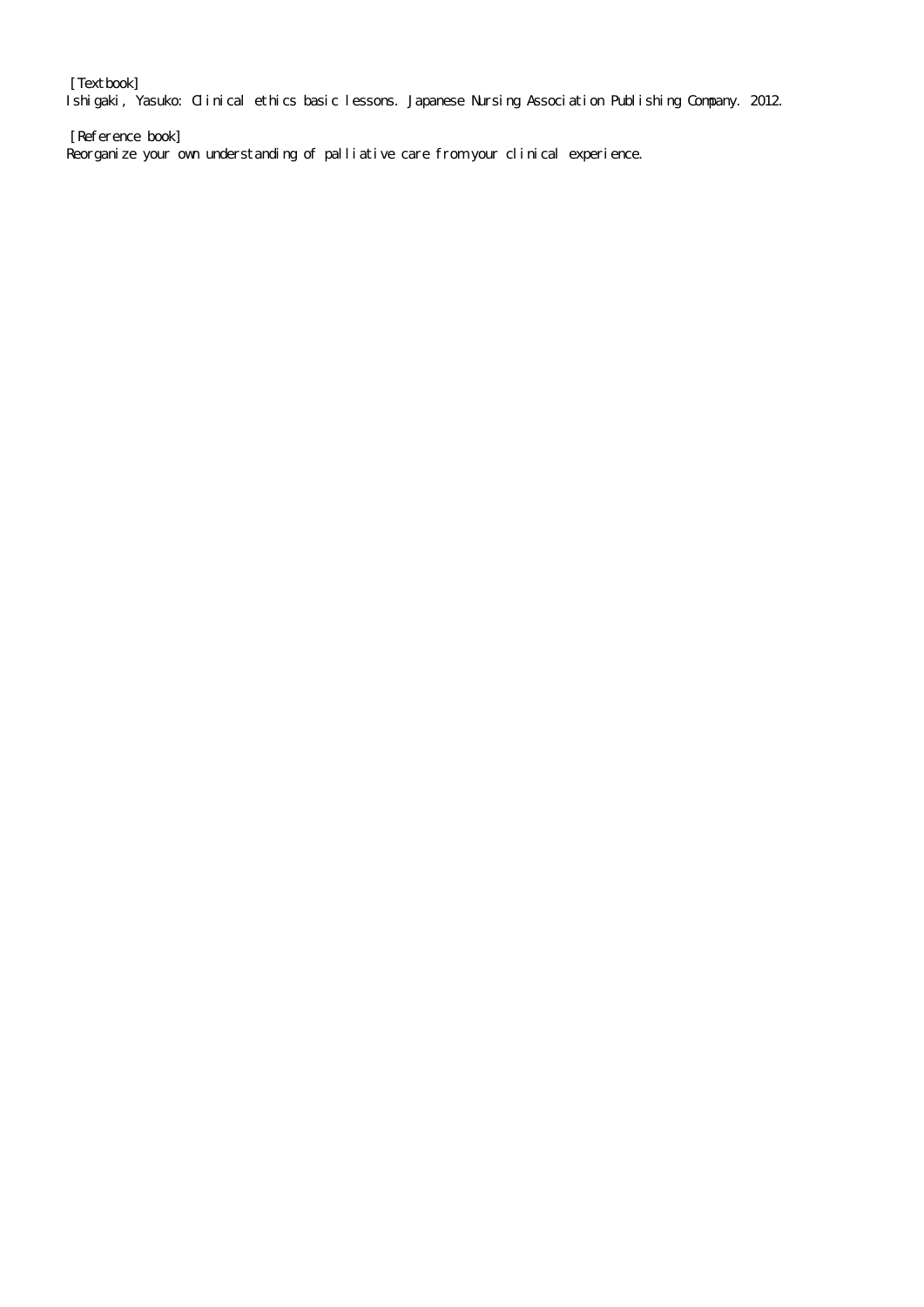[Textbook]
Ishigaki, Yasuko: Clinical ethics basic lessons. Japanese Nursing Association Publishing Company. 2012.

[Reference book]
Reorganize your own understanding of palliative care from your clinical experience.